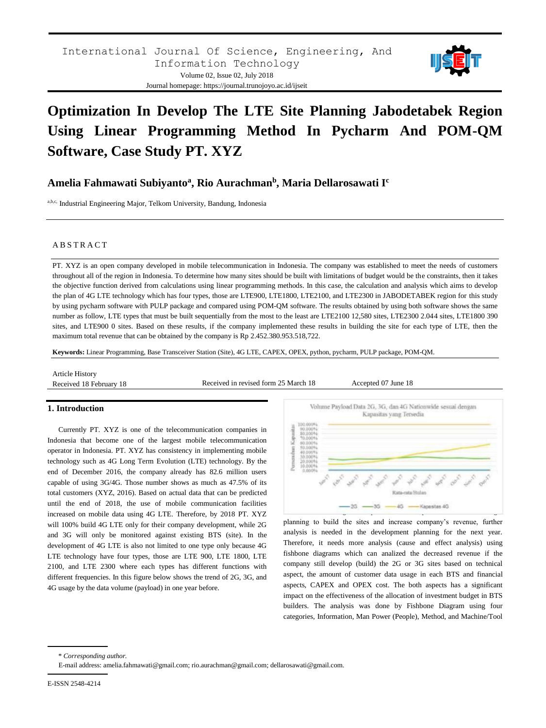# Optimization In Develop The LTE Site Planning Jabodetabek Region Using Linear Programming Method In Pycharm And POM-QM Software, Case Study PT. XYZ

**Amelia Fahmawati Subiyanto[a], Rio Aurachman[b], Maria Dellarosawati I[c]**

[a,b,c] Industrial Engineering Major, Telkom University, Bandung, Indonesia

## ABSTRACT

PT. XYZ is an open company developed in mobile telecommunication in Indonesia. The company was established to meet the needs of customers throughout all of the region in Indonesia. To determine how many sites should be built with limitations of budget would be the constraints, then it takes the objective function derived from calculations using linear programming methods. In this case, the calculation and analysis which aims to develop the plan of 4G LTE technology which has four types, those are LTE900, LTE1800, LTE2100, and LTE2300 in JABODETABEK region for this study by using pycharm software with PULP package and compared using POM-QM software. The results obtained by using both software shows the same number as follow, LTE types that must be built sequentially from the most to the least are LTE2100 12,580 sites, LTE2300 2.044 sites, LTE1800 390 sites, and LTE900 0 sites. Based on these results, if the company implemented these results in building the site for each type of LTE, then the maximum total revenue that can be obtained by the company is Rp 2.452.380.953.518,722.

**Keywords:** Linear Programming, Base Transceiver Station (Site), 4G LTE, CAPEX, OPEX, python, pycharm, PULP package, POM-QM.

Article History
Received 18 February 18 | Received in revised form 25 March 18 | Accepted 07 June 18

## 1. Introduction

Currently PT. XYZ is one of the telecommunication companies in Indonesia that become one of the largest mobile telecommunication operator in Indonesia. PT. XYZ has consistency in implementing mobile technology such as 4G Long Term Evolution (LTE) technology. By the end of December 2016, the company already has 82.6 million users capable of using 3G/4G. Those number shows as much as 47.5% of its total customers (XYZ, 2016). Based on actual data that can be predicted until the end of 2018, the use of mobile communication facilities increased on mobile data using 4G LTE. Therefore, by 2018 PT. XYZ will 100% build 4G LTE only for their company development, while 2G and 3G will only be monitored against existing BTS (site). In the development of 4G LTE is also not limited to one type only because 4G LTE technology have four types, those are LTE 900, LTE 1800, LTE 2100, and LTE 2300 where each types has different functions with different frequencies. In this figure below shows the trend of 2G, 3G, and 4G usage by the data volume (payload) in one year before.

planning to build the sites and increase company's revenue, further analysis is needed in the development planning for the next year. Therefore, it needs more analysis (cause and effect analysis) using fishbone diagrams which can analized the decreased revenue if the company still develop (build) the 2G or 3G sites based on technical aspect, the amount of customer data usage in each BTS and financial aspects, CAPEX and OPEX cost. The both aspects has a significant impact on the effectiveness of the allocation of investment budget in BTS builders. The analysis was done by Fishbone Diagram using four categories, Information, Man Power (People), Method, and Machine/Tool

\* *Corresponding author.*
E-mail address: amelia.fahmawati@gmail.com; rio.aurachman@gmail.com; dellarosawati@gmail.com.

E-ISSN 2548-4214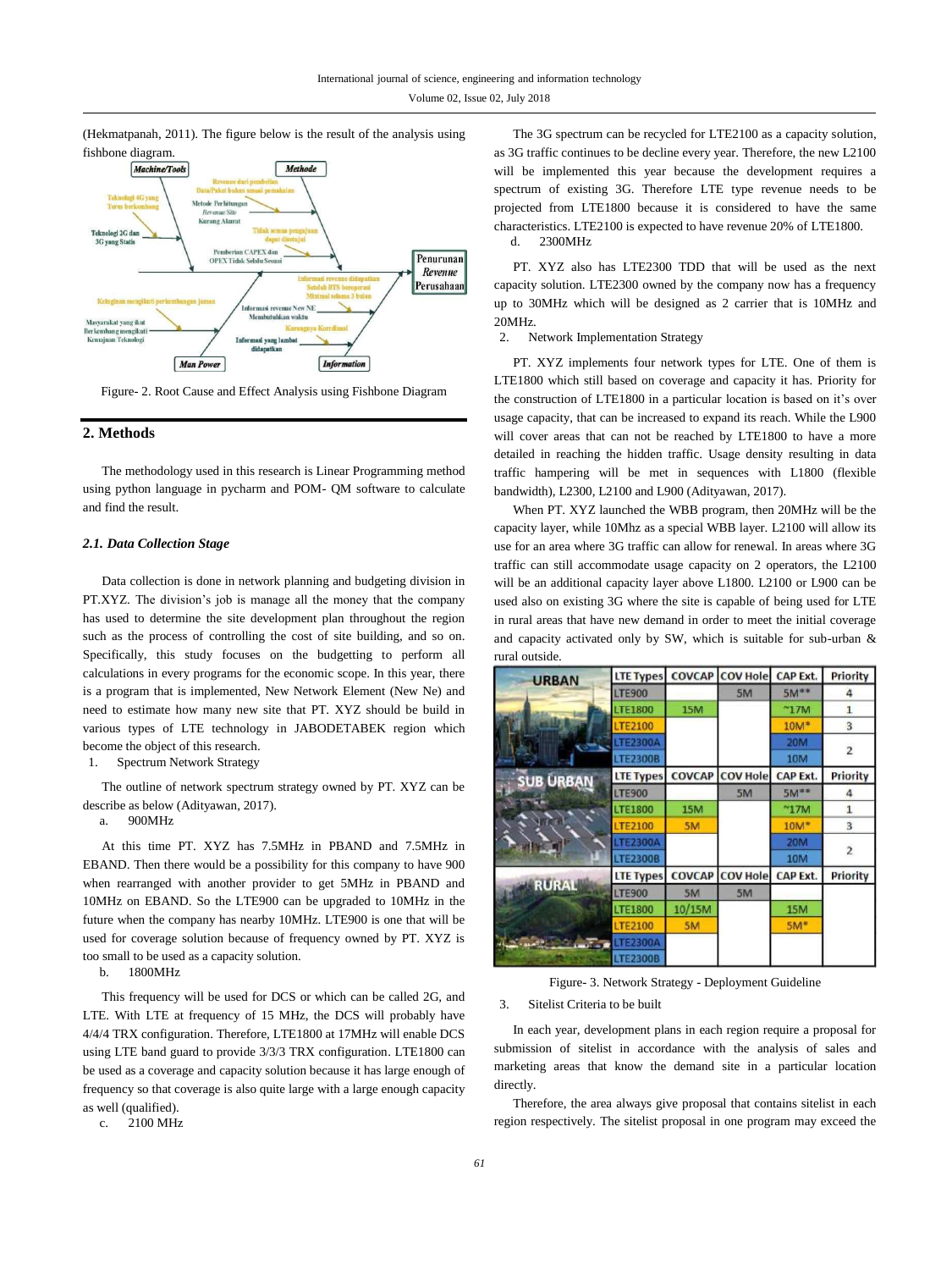(Hekmatpanah, 2011). The figure below is the result of the analysis using fishbone diagram.

Figure- 2. Root Cause and Effect Analysis using Fishbone Diagram

## 2. Methods

The methodology used in this research is Linear Programming method using python language in pycharm and POM- QM software to calculate and find the result.

### 2.1. Data Collection Stage

Data collection is done in network planning and budgeting division in PT.XYZ. The division's job is manage all the money that the company has used to determine the site development plan throughout the region such as the process of controlling the cost of site building, and so on. Specifically, this study focuses on the budgetting to perform all calculations in every programs for the economic scope. In this year, there is a program that is implemented, New Network Element (New Ne) and need to estimate how many new site that PT. XYZ should be build in various types of LTE technology in JABODETABEK region which become the object of this research.

1. Spectrum Network Strategy

The outline of network spectrum strategy owned by PT. XYZ can be describe as below (Adityawan, 2017).

a. 900MHz

At this time PT. XYZ has 7.5MHz in PBAND and 7.5MHz in EBAND. Then there would be a possibility for this company to have 900 when rearranged with another provider to get 5MHz in PBAND and 10MHz on EBAND. So the LTE900 can be upgraded to 10MHz in the future when the company has nearby 10MHz. LTE900 is one that will be used for coverage solution because of frequency owned by PT. XYZ is too small to be used as a capacity solution.

b. 1800MHz

This frequency will be used for DCS or which can be called 2G, and LTE. With LTE at frequency of 15 MHz, the DCS will probably have 4/4/4 TRX configuration. Therefore, LTE1800 at 17MHz will enable DCS using LTE band guard to provide 3/3/3 TRX configuration. LTE1800 can be used as a coverage and capacity solution because it has large enough of frequency so that coverage is also quite large with a large enough capacity as well (qualified).

c. 2100 MHz

The 3G spectrum can be recycled for LTE2100 as a capacity solution, as 3G traffic continues to be decline every year. Therefore, the new L2100 will be implemented this year because the development requires a spectrum of existing 3G. Therefore LTE type revenue needs to be projected from LTE1800 because it is considered to have the same characteristics. LTE2100 is expected to have revenue 20% of LTE1800.

d. 2300MHz

PT. XYZ also has LTE2300 TDD that will be used as the next capacity solution. LTE2300 owned by the company now has a frequency up to 30MHz which will be designed as 2 carrier that is 10MHz and 20MHz.

2. Network Implementation Strategy

PT. XYZ implements four network types for LTE. One of them is LTE1800 which still based on coverage and capacity it has. Priority for the construction of LTE1800 in a particular location is based on it's over usage capacity, that can be increased to expand its reach. While the L900 will cover areas that can not be reached by LTE1800 to have a more detailed in reaching the hidden traffic. Usage density resulting in data traffic hampering will be met in sequences with L1800 (flexible bandwidth), L2300, L2100 and L900 (Adityawan, 2017).

When PT. XYZ launched the WBB program, then 20MHz will be the capacity layer, while 10MHz as a special WBB layer. L2100 will allow its use for an area where 3G traffic can allow for renewal. In areas where 3G traffic can still accommodate usage capacity on 2 operators, the L2100 will be an additional capacity layer above L1800. L2100 or L900 can be used also on existing 3G where the site is capable of being used for LTE in rural areas that have new demand in order to meet the initial coverage and capacity activated only by SW, which is suitable for sub-urban & rural outside.

| | LTE Types | COVCAP | COV Hole | CAP Ext. | Priority |
|---|---|---|---|---|---|
| URBAN | LTE900 | | 5M | 5M** | 4 |
| | LTE1800 | 15M | | ~17M | 1 |
| | LTE2100 | | | 10M* | 3 |
| | LTE2300A | | | 20M | 2 |
| | LTE2300B | | | 10M | |
| SUB URBAN | LTE Types | COVCAP | COV Hole | CAP Ext. | Priority |
| | LTE900 | | 5M | 5M** | 4 |
| | LTE1800 | 15M | | ~17M | 1 |
| | LTE2100 | 5M | | 10M* | 3 |
| | LTE2300A | | | 20M | 2 |
| | LTE2300B | | | 10M | |
| RURAL | LTE Types | COVCAP | COV Hole | CAP Ext. | Priority |
| | LTE900 | 5M | 5M | | |
| | LTE1800 | 10/15M | | 15M | |
| | LTE2100 | 5M | | 5M* | |
| | LTE2300A | | | | |
| | LTE2300B | | | | |

Figure- 3. Network Strategy - Deployment Guideline

3. Sitelist Criteria to be built

In each year, development plans in each region require a proposal for submission of sitelist in accordance with the analysis of sales and marketing areas that know the demand site in a particular location directly.

Therefore, the area always give proposal that contains sitelist in each region respectively. The sitelist proposal in one program may exceed the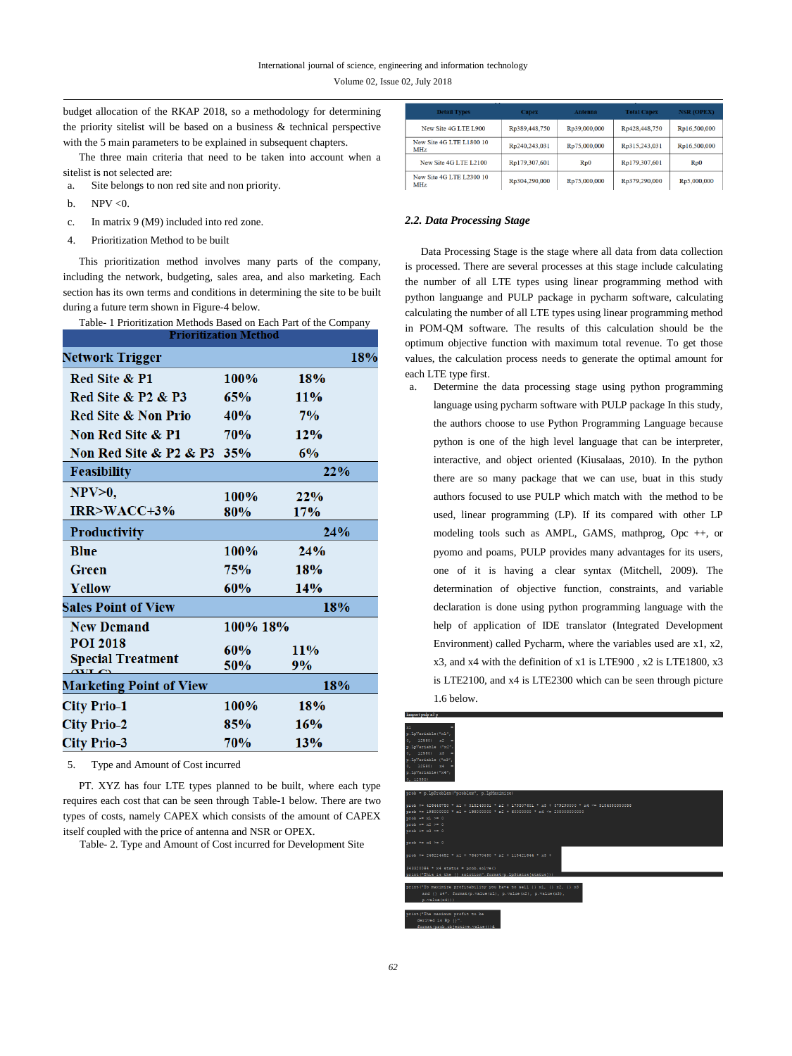budget allocation of the RKAP 2018, so a methodology for determining the priority sitelist will be based on a business & technical perspective with the 5 main parameters to be explained in subsequent chapters.

The three main criteria that need to be taken into account when a sitelist is not selected are:

a. Site belongs to non red site and non priority.

b. NPV <0.

c. In matrix 9 (M9) included into red zone.

4. Prioritization Method to be built

This prioritization method involves many parts of the company, including the network, budgeting, sales area, and also marketing. Each section has its own terms and conditions in determining the site to be built during a future term shown in Figure-4 below.

Table- 1 Prioritization Methods Based on Each Part of the Company

| Prioritization Method | | |
|---|---|---|
| **Network Trigger** | | **18%** |
| **Red Site & P1** | **100%** | **18%** |
| **Red Site & P2 & P3** | **65%** | **11%** |
| **Red Site & Non Prio** | **40%** | **7%** |
| **Non Red Site & P1** | **70%** | **12%** |
| **Non Red Site & P2 & P3** | **35%** | **6%** |
| **Feasibility** | | **22%** |
| **NPV>0,** | **100%** | **22%** |
| **IRR>WACC+3%** | **80%** | **17%** |
| **Productivity** | | **24%** |
| **Blue** | **100%** | **24%** |
| **Green** | **75%** | **18%** |
| **Yellow** | **60%** | **14%** |
| **Sales Point of View** | | **18%** |
| **New Demand** | **100%** | **18%** |
| **POI 2018** | **60%** | **11%** |
| **Special Treatment** | **50%** | **9%** |
| **Marketing Point of View** | | **18%** |
| **City Prio-1** | **100%** | **18%** |
| **City Prio-2** | **85%** | **16%** |
| **City Prio-3** | **70%** | **13%** |

5. Type and Amount of Cost incurred

PT. XYZ has four LTE types planned to be built, where each type requires each cost that can be seen through Table-1 below. There are two types of costs, namely CAPEX which consists of the amount of CAPEX itself coupled with the price of antenna and NSR or OPEX.

Table- 2. Type and Amount of Cost incurred for Development Site

| Detail Types | Capex | Antenna | Total Capex | NSR (OPEX) |
|---|---|---|---|---|
| New Site 4G LTE L900 | Rp389,448,750 | Rp39,000,000 | Rp428,448,750 | Rp16,500,000 |
| New Site 4G LTE L1800 10 MHz | Rp240,243,031 | Rp75,000,000 | Rp315,243,031 | Rp16,500,000 |
| New Site 4G LTE L2100 | Rp179,307,601 | Rp0 | Rp179,307,601 | Rp0 |
| New Site 4G LTE L2300 10 MHz | Rp304,290,000 | Rp75,000,000 | Rp379,290,000 | Rp5,000,000 |

### *2.2. Data Processing Stage*

Data Processing Stage is the stage where all data from data collection is processed. There are several processes at this stage include calculating the number of all LTE types using linear programming method with python languange and PULP package in pycharm software, calculating calculating the number of all LTE types using linear programming method in POM-QM software. The results of this calculation should be the optimum objective function with maximum total revenue. To get those values, the calculation process needs to generate the optimal amount for each LTE type first.

a. Determine the data processing stage using python programming language using pycharm software with PULP package In this study, the authors choose to use Python Programming Language because python is one of the high level language that can be interpreter, interactive, and object oriented (Kiusalaas, 2010). In the python there are so many package that we can use, buat in this study authors focused to use PULP which match with the method to be used, linear programming (LP). If its compared with other LP modeling tools such as AMPL, GAMS, mathprog, Opc ++, or pyomo and poams, PULP provides many advantages for its users, one of it is having a clear syntax (Mitchell, 2009). The determination of objective function, constraints, and variable declaration is done using python programming language with the help of application of IDE translator (Integrated Development Environment) called Pycharm, where the variables used are x1, x2, x3, and x4 with the definition of x1 is LTE900 , x2 is LTE1800, x3 is LTE2100, and x4 is LTE2300 which can be seen through picture 1.6 below.

```
import pulp as lp

x1 = p.LpVariable("x1", 0, 12580)
x2 = p.LpVariable("x2", 0, 12580)
x3 = p.LpVariable("x3", 0, 12580)
x4 = p.LpVariable("x4", 0, 12580)

prob = p.LpProblem("problem", p.LpMaximize)
prob += 428448750 * x1 + 315243031 * x2 + 179307601 * x3 + 379290000 * x4 <= 3156380080088
prob += 198000000 * x1 + 198000000 * x2 + 60000000 * x4 <= 200000000000
prob += x1 >= 0
prob += x2 >= 0
prob += x3 >= 0
prob += x4 >= 0

prob += 268224652 * x1 + 764070490 * x2 + 115421844 * x3 + 343320084 * x4
status = prob.solve()
print("This is the {} solution".format(p.LpStatus[status]))

print("To maximize profitability you have to sell {} x1, {} x2, {} x3 and {} x4".format(p.value(x1), p.value(x2), p.value(x3), p.value(x4)))

print("The maximum profit to be derived is Rp {}".format(prob.objective.value()))
```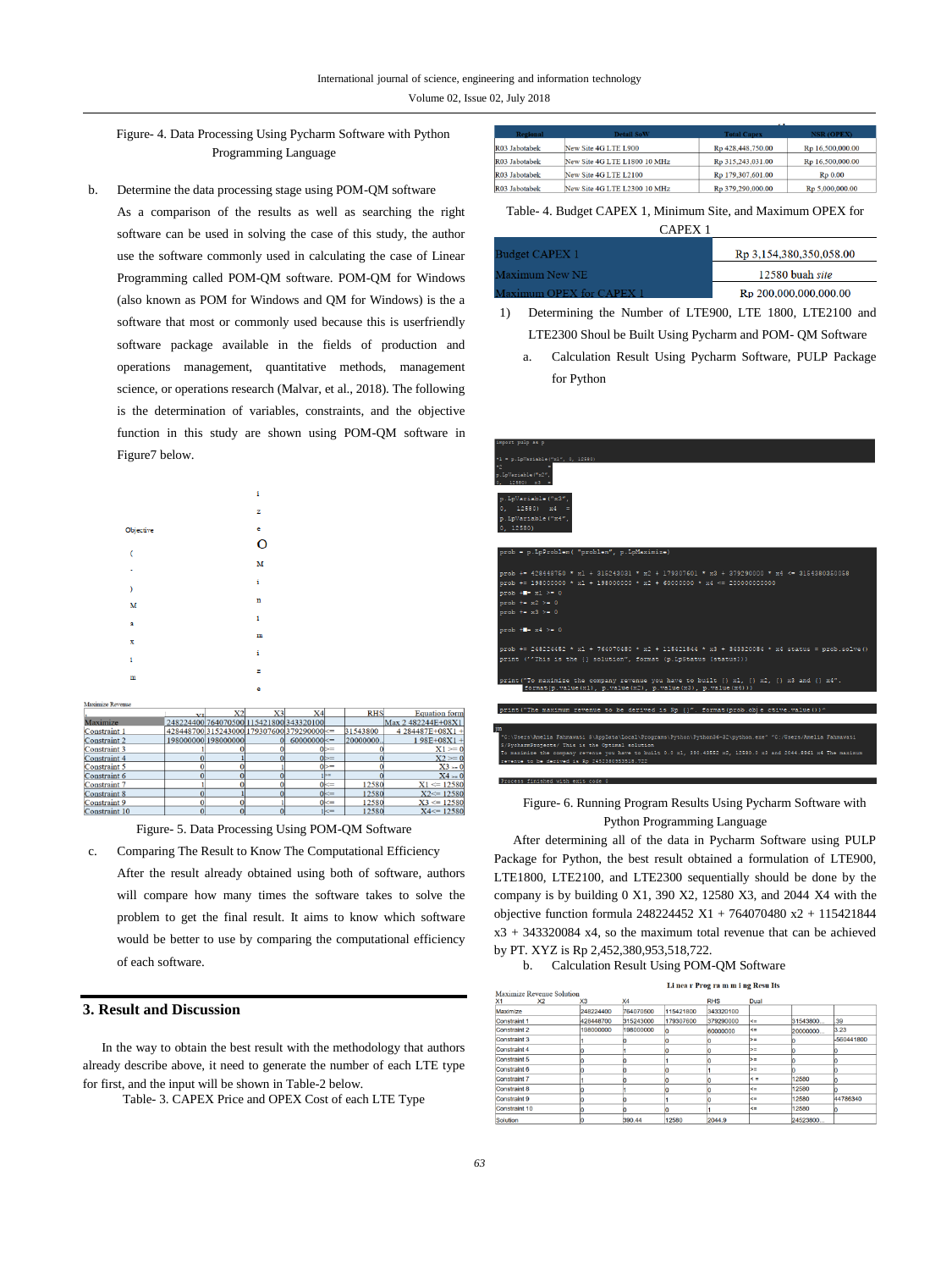Figure- 4. Data Processing Using Pycharm Software with Python Programming Language

b. Determine the data processing stage using POM-QM software

As a comparison of the results as well as searching the right software can be used in solving the case of this study, the author use the software commonly used in calculating the case of Linear Programming called POM-QM software. POM-QM for Windows (also known as POM for Windows and QM for Windows) is the a software that most or commonly used because this is userfriendly software package available in the fields of production and operations management, quantitative methods, management science, or operations research (Malvar, et al., 2018). The following is the determination of variables, constraints, and the objective function in this study are shown using POM-QM software in Figure7 below.

Objective ( ) Maximize

Maximize Revenue

| | X1 | X2 | X3 | X4 | | RHS | Equation form |
|---|---|---|---|---|---|---|---|
| Maximize | 248224400 | 764070500 | 115421800 | 343320100 | | | Max 2.482244E+08X1 |
| Constraint 1 | 428448700 | 315243000 | 179307600 | 379290000 | <= | 31543800 | 4.284487E+08X1 + |
| Constraint 2 | 198000000 | 198000000 | 0 | 60000000 | <= | 20000000 | 1.98E+08X1 + |
| Constraint 3 | 1 | 0 | 0 | 0 | >= | 0 | X1 >= 0 |
| Constraint 4 | 0 | 1 | 0 | 0 | >= | 0 | X2 >= 0 |
| Constraint 5 | 0 | 0 | 1 | 0 | >= | 0 | X3 >= 0 |
| Constraint 6 | 0 | 0 | 0 | 1 | >= | 0 | X4 >= 0 |
| Constraint 7 | 1 | 0 | 0 | 0 | <= | 12580 | X1 <= 12580 |
| Constraint 8 | 0 | 1 | 0 | 0 | <= | 12580 | X2 <= 12580 |
| Constraint 9 | 0 | 0 | 1 | 0 | <= | 12580 | X3 <= 12580 |
| Constraint 10 | 0 | 0 | 0 | 1 | <= | 12580 | X4 <= 12580 |

Figure- 5. Data Processing Using POM-QM Software

c. Comparing The Result to Know The Computational Efficiency

After the result already obtained using both of software, authors will compare how many times the software takes to solve the problem to get the final result. It aims to know which software would be better to use by comparing the computational efficiency of each software.

## 3. Result and Discussion

In the way to obtain the best result with the methodology that authors already describe above, it need to generate the number of each LTE type for first, and the input will be shown in Table-2 below.

Table- 3. CAPEX Price and OPEX Cost of each LTE Type

| Regional | Detail SoW | Total Capex | NSR (OPEX) |
|---|---|---|---|
| R03 Jabotabek | New Site 4G LTE L900 | Rp 428,448,750.00 | Rp 16,500,000.00 |
| R03 Jabotabek | New Site 4G LTE L1800 10 MHz | Rp 315,243,031.00 | Rp 16,500,000.00 |
| R03 Jabotabek | New Site 4G LTE L2100 | Rp 179,307,601.00 | Rp 0.00 |
| R03 Jabotabek | New Site 4G LTE L2300 10 MHz | Rp 379,290,000.00 | Rp 5,000,000.00 |

Table- 4. Budget CAPEX 1, Minimum Site, and Maximum OPEX for CAPEX 1

| | |
|---|---|
| Budget CAPEX 1 | Rp 3,154,380,350,058.00 |
| Maximum New NE | 12580 buah *site* |
| Maximum OPEX for CAPEX 1 | Rp 200,000,000,000.00 |

1) Determining the Number of LTE900, LTE 1800, LTE2100 and LTE2300 Shoul be Built Using Pycharm and POM- QM Software

a. Calculation Result Using Pycharm Software, PULP Package for Python

```
import pulp as p

x1 = p.LpVariable("x1", 0, 12580)
x2 = p.LpVariable("x2", 0, 12580)  x3 =
p.LpVariable("x3", 0, 12580)  x4 =
p.LpVariable("x4", 0, 12580)

prob = p.LpProblem( "problem", p.LpMaximize)

prob += 428448750 * x1 + 315243031 * x2 + 179307601 * x3 + 379290000 * x4 <= 3154380350058
prob += 198000000 * x1 + 198000000 * x2 + 60000000 * x4 <= 200000000000
prob += x1 >= 0
prob += x2 >= 0
prob += x3 >= 0

prob += x4 >= 0

prob += 248224452 * x1 + 764070480 * x2 + 115421844 * x3 + 343320084 * x4 status = prob.solve()
print ("This is the {} solution", format (p.LpStatus [status]))

print("To maximize the company revenue you have to built {} x1, {} x2, {} x3 and {} x4".
      format(p.value(x1), p.value(x2), p.value(x3), p.value(x4)))

print("The maximum revenue to be derived is Rp {}". format(prob.objective.value()))

"C:\Users\Amelia Fahmawati S\AppData\Local\Programs\Python\Python36-32\python.exe" "C:/Users/Amelia Fahmawati
S/PycharmProjects/ This is the Optimal solution
To maximize the company revenue you have to built 0.0 x1, 390.43552 x2, 12580.0 x3 and 2044.8841 x4 The maximum
revenue to be derived is Rp 2452380953518.722

Process finished with exit code 0
```

Figure- 6. Running Program Results Using Pycharm Software with Python Programming Language

After determining all of the data in Pycharm Software using PULP Package for Python, the best result obtained a formulation of LTE900, LTE1800, LTE2100, and LTE2300 sequentially should be done by the company is by building 0 X1, 390 X2, 12580 X3, and 2044 X4 with the objective function formula 248224452 X1 + 764070480 x2 + 115421844 x3 + 343320084 x4, so the maximum total revenue that can be achieved by PT. XYZ is Rp 2,452,380,953,518,722.

b. Calculation Result Using POM-QM Software

Linear Programming Results

Maximize Revenue Solution

| | X1 | X2 | X3 | X4 | | RHS | Dual |
|---|---|---|---|---|---|---|---|
| Maximize | 248224400 | 764070500 | 115421800 | 343320100 | | | |
| Constraint 1 | 428448700 | 315243000 | 179307600 | 379290000 | <= | 31543800... | .39 |
| Constraint 2 | 198000000 | 198000000 | 0 | 60000000 | <= | 20000000... | 3.23 |
| Constraint 3 | 1 | 0 | 0 | 0 | >= | 0 | -560441800 |
| Constraint 4 | 0 | 1 | 0 | 0 | >= | 0 | 0 |
| Constraint 5 | 0 | 0 | 1 | 0 | >= | 0 | 0 |
| Constraint 6 | 0 | 0 | 0 | 1 | >= | 0 | 0 |
| Constraint 7 | 1 | 0 | 0 | 0 | <= | 12580 | 0 |
| Constraint 8 | 0 | 1 | 0 | 0 | <= | 12580 | 0 |
| Constraint 9 | 0 | 0 | 1 | 0 | <= | 12580 | 44786340 |
| Constraint 10 | 0 | 0 | 0 | 1 | <= | 12580 | 0 |
| Solution | 0 | 390.44 | 12580 | 2044.9 | | 24523800... | |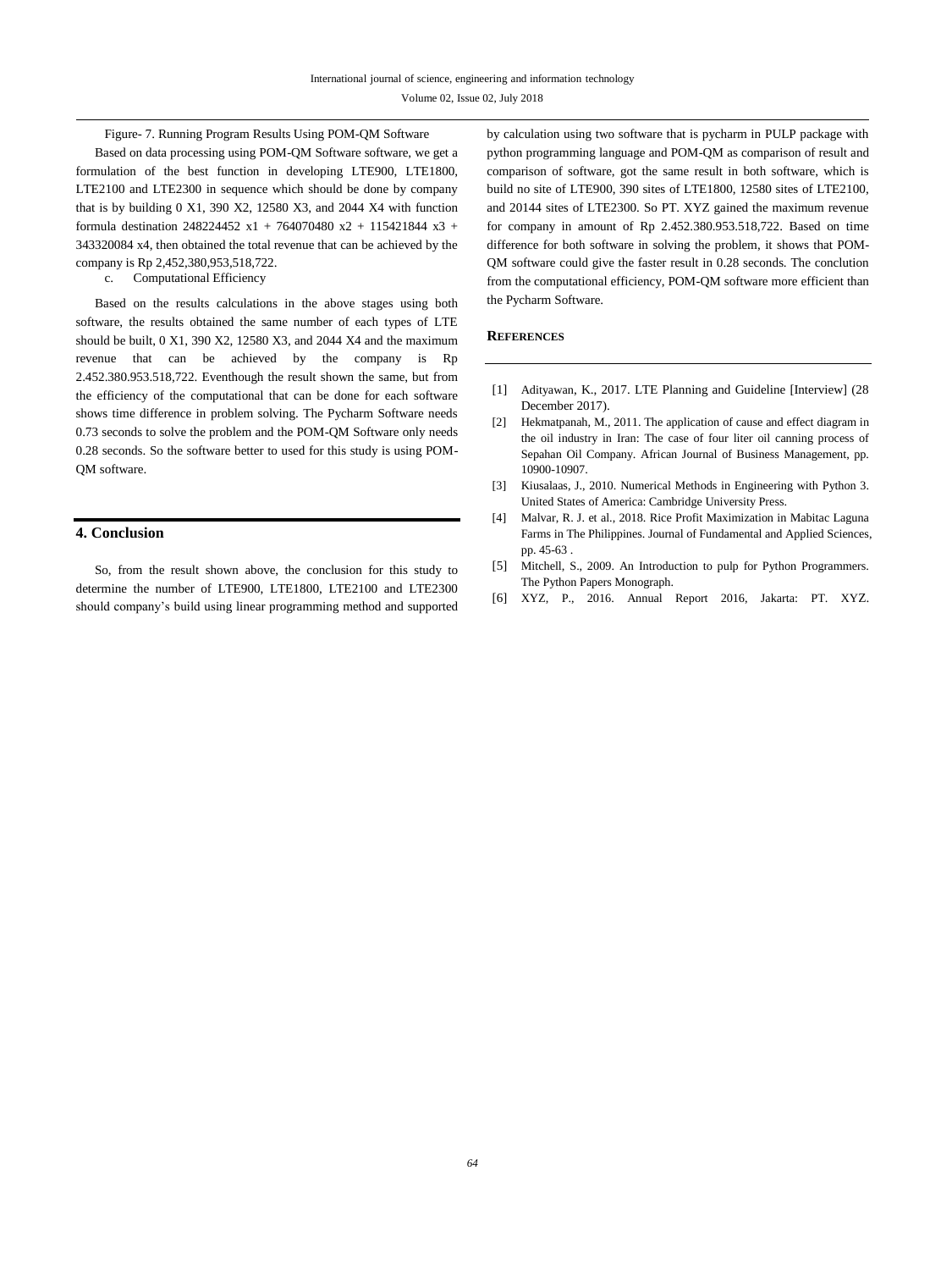Figure- 7. Running Program Results Using POM-QM Software

Based on data processing using POM-QM Software software, we get a formulation of the best function in developing LTE900, LTE1800, LTE2100 and LTE2300 in sequence which should be done by company that is by building 0 X1, 390 X2, 12580 X3, and 2044 X4 with function formula destination 248224452 x1 + 764070480 x2 + 115421844 x3 + 343320084 x4, then obtained the total revenue that can be achieved by the company is Rp 2,452,380,953,518,722.

c. Computational Efficiency

Based on the results calculations in the above stages using both software, the results obtained the same number of each types of LTE should be built, 0 X1, 390 X2, 12580 X3, and 2044 X4 and the maximum revenue that can be achieved by the company is Rp 2.452.380.953.518,722. Eventhough the result shown the same, but from the efficiency of the computational that can be done for each software shows time difference in problem solving. The Pycharm Software needs 0.73 seconds to solve the problem and the POM-QM Software only needs 0.28 seconds. So the software better to used for this study is using POM-QM software.

## 4. Conclusion

So, from the result shown above, the conclusion for this study to determine the number of LTE900, LTE1800, LTE2100 and LTE2300 should company's build using linear programming method and supported by calculation using two software that is pycharm in PULP package with python programming language and POM-QM as comparison of result and comparison of software, got the same result in both software, which is build no site of LTE900, 390 sites of LTE1800, 12580 sites of LTE2100, and 20144 sites of LTE2300. So PT. XYZ gained the maximum revenue for company in amount of Rp 2.452.380.953.518,722. Based on time difference for both software in solving the problem, it shows that POM-QM software could give the faster result in 0.28 seconds. The conclution from the computational efficiency, POM-QM software more efficient than the Pycharm Software.

## References

[1] Adityawan, K., 2017. LTE Planning and Guideline [Interview] (28 December 2017).

[2] Hekmatpanah, M., 2011. The application of cause and effect diagram in the oil industry in Iran: The case of four liter oil canning process of Sepahan Oil Company. African Journal of Business Management, pp. 10900-10907.

[3] Kiusalaas, J., 2010. Numerical Methods in Engineering with Python 3. United States of America: Cambridge University Press.

[4] Malvar, R. J. et al., 2018. Rice Profit Maximization in Mabitac Laguna Farms in The Philippines. Journal of Fundamental and Applied Sciences, pp. 45-63 .

[5] Mitchell, S., 2009. An Introduction to pulp for Python Programmers. The Python Papers Monograph.

[6] XYZ, P., 2016. Annual Report 2016, Jakarta: PT. XYZ.